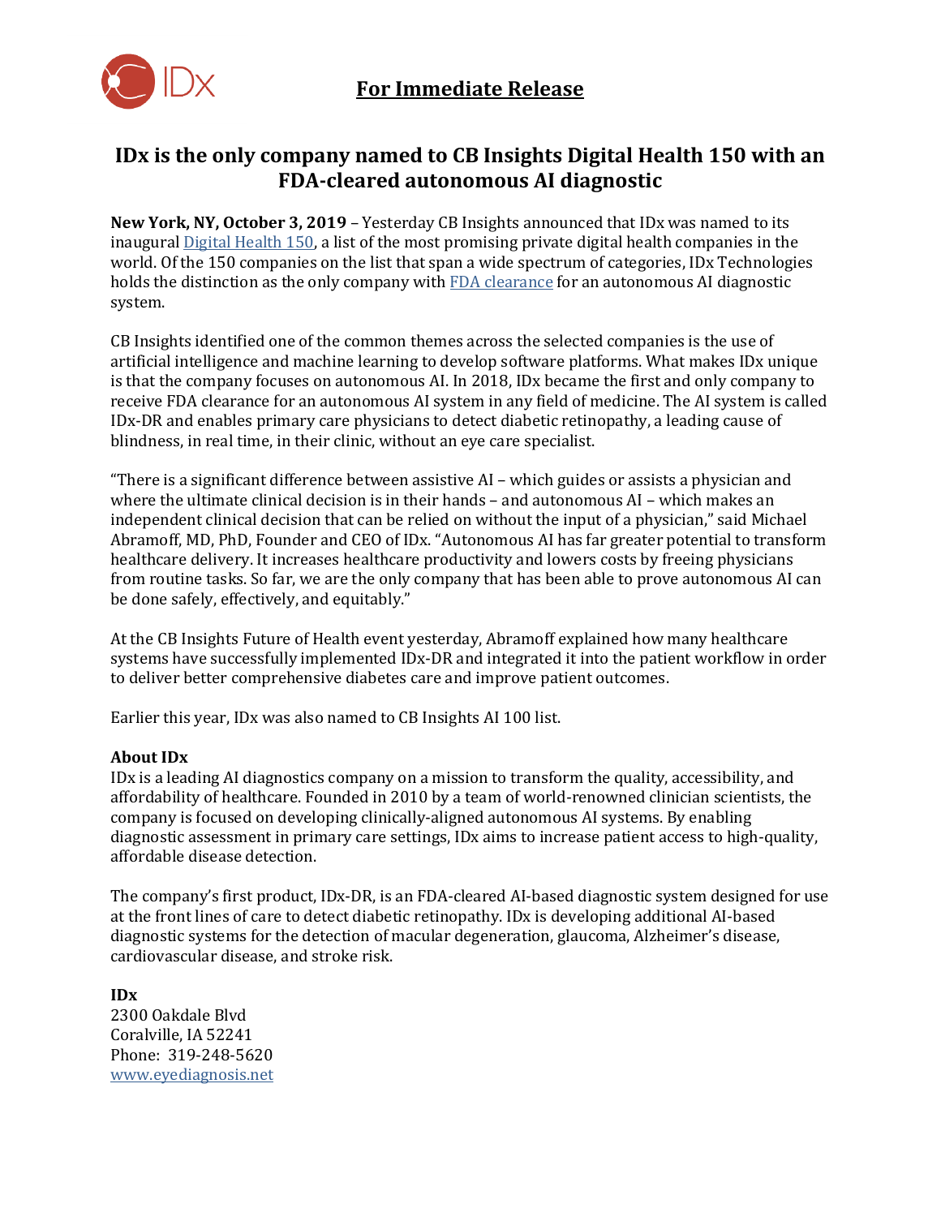**For Immediate Release**

# IDx is the only company named to CB Insights Digital Health 150 with an FDA-cleared autonomous AI diagnostic

**New York, NY, October 3, 2019** – Yesterday CB Insights announced that IDx was named to its inaugural Digital Health 150, a list of the most promising private digital health companies in the world. Of the 150 companies on the list that span a wide spectrum of categories, IDx Technologies holds the distinction as the only company with FDA clearance for an autonomous AI diagnostic system.

CB Insights identified one of the common themes across the selected companies is the use of artificial intelligence and machine learning to develop software platforms. What makes IDx unique is that the company focuses on autonomous AI. In 2018, IDx became the first and only company to receive FDA clearance for an autonomous AI system in any field of medicine. The AI system is called IDx-DR and enables primary care physicians to detect diabetic retinopathy, a leading cause of blindness, in real time, in their clinic, without an eye care specialist.

"There is a significant difference between assistive AI – which guides or assists a physician and where the ultimate clinical decision is in their hands – and autonomous AI – which makes an independent clinical decision that can be relied on without the input of a physician," said Michael Abramoff, MD, PhD, Founder and CEO of IDx. "Autonomous AI has far greater potential to transform healthcare delivery. It increases healthcare productivity and lowers costs by freeing physicians from routine tasks. So far, we are the only company that has been able to prove autonomous AI can be done safely, effectively, and equitably."

At the CB Insights Future of Health event yesterday, Abramoff explained how many healthcare systems have successfully implemented IDx-DR and integrated it into the patient workflow in order to deliver better comprehensive diabetes care and improve patient outcomes.

Earlier this year, IDx was also named to CB Insights AI 100 list.

**About IDx**
IDx is a leading AI diagnostics company on a mission to transform the quality, accessibility, and affordability of healthcare. Founded in 2010 by a team of world-renowned clinician scientists, the company is focused on developing clinically-aligned autonomous AI systems. By enabling diagnostic assessment in primary care settings, IDx aims to increase patient access to high-quality, affordable disease detection.

The company's first product, IDx-DR, is an FDA-cleared AI-based diagnostic system designed for use at the front lines of care to detect diabetic retinopathy. IDx is developing additional AI-based diagnostic systems for the detection of macular degeneration, glaucoma, Alzheimer's disease, cardiovascular disease, and stroke risk.

**IDx**
2300 Oakdale Blvd
Coralville, IA 52241
Phone: 319-248-5620
www.eyediagnosis.net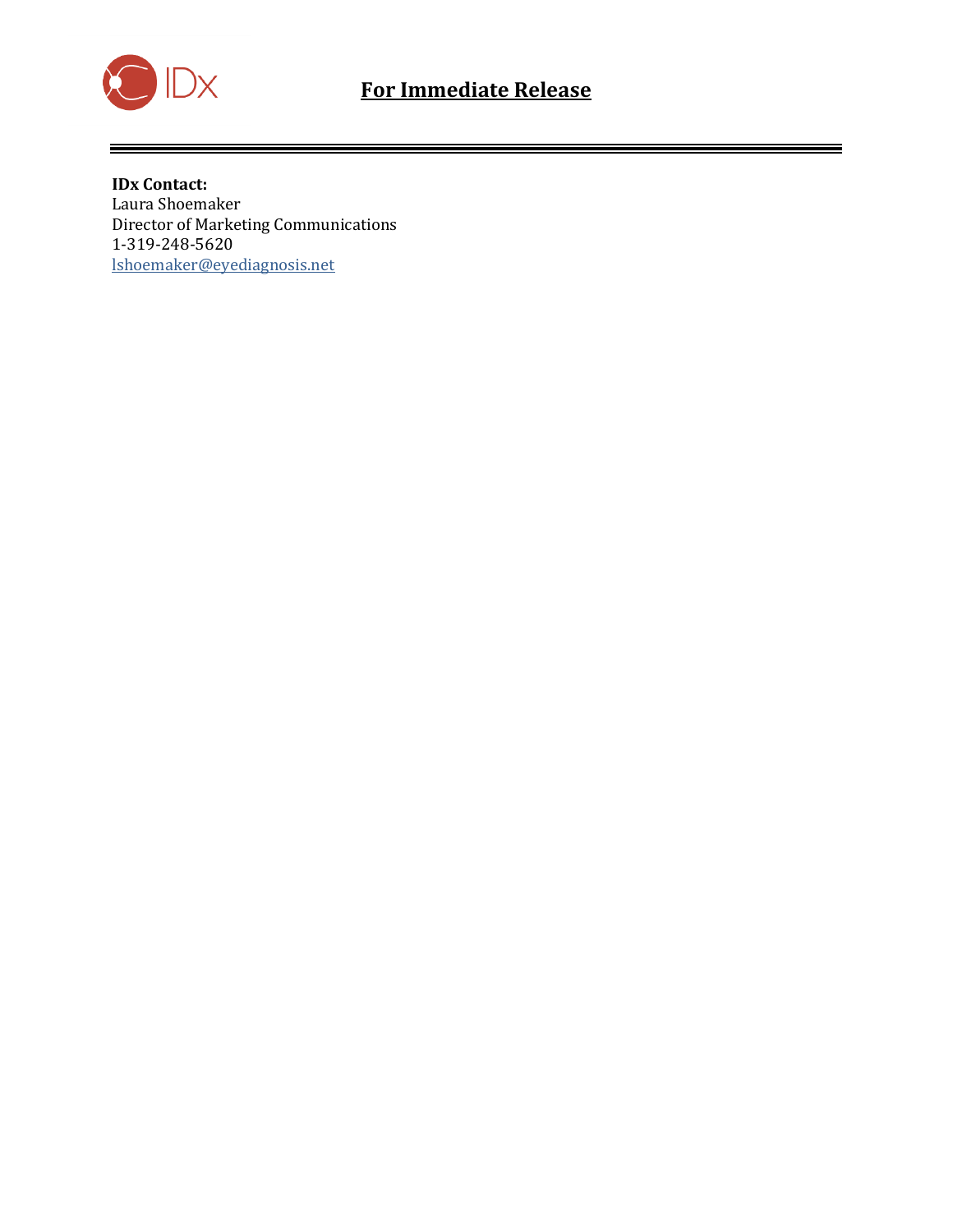**For Immediate Release**

**IDx Contact:**
Laura Shoemaker
Director of Marketing Communications
1-319-248-5620
lshoemaker@eyediagnosis.net